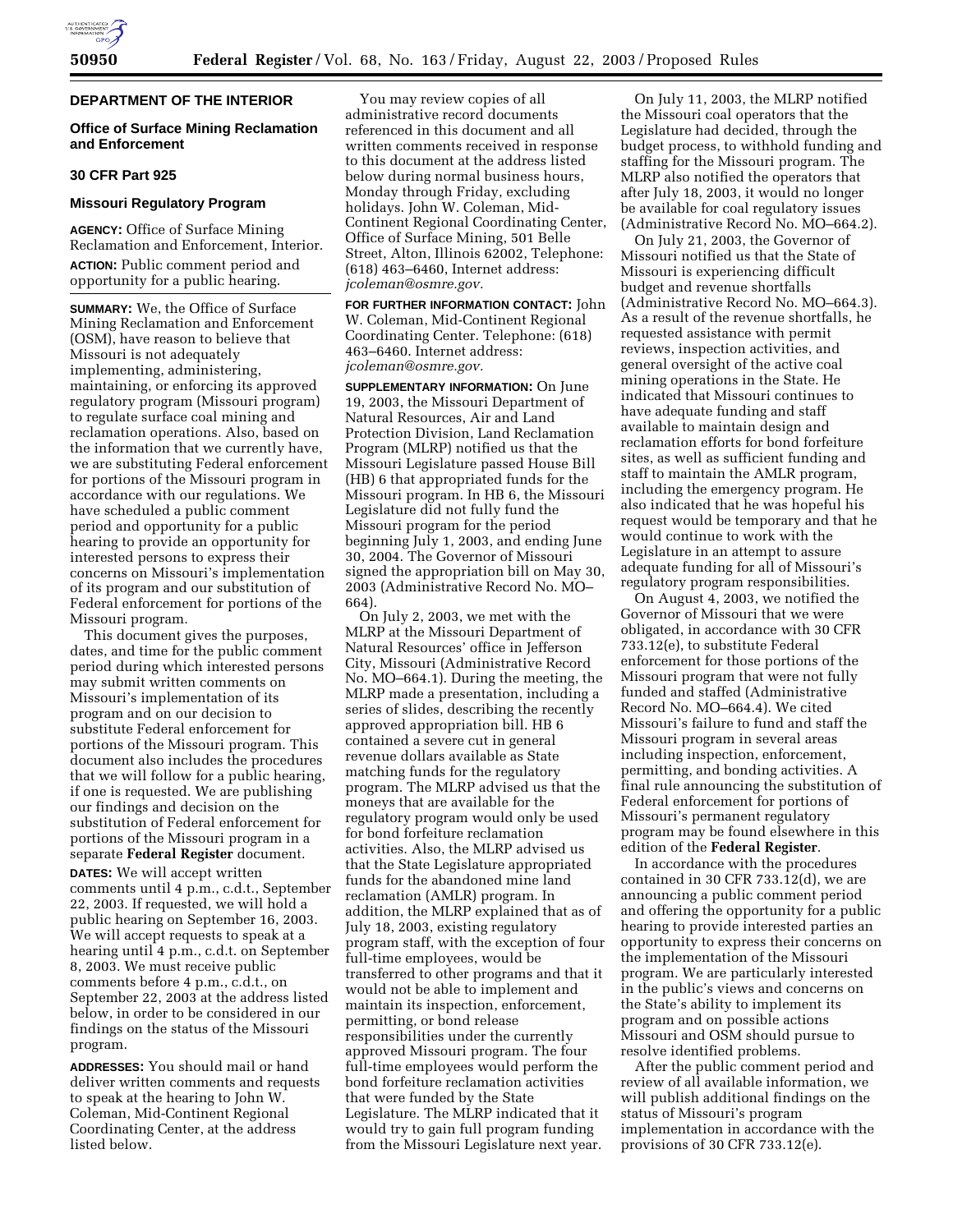## DEPARTMENT OF THE INTERIOR

### Office of Surface Mining Reclamation and Enforcement

### 30 CFR Part 925

### Missouri Regulatory Program

**AGENCY:** Office of Surface Mining Reclamation and Enforcement, Interior.

**ACTION:** Public comment period and opportunity for a public hearing.

**SUMMARY:** We, the Office of Surface Mining Reclamation and Enforcement (OSM), have reason to believe that Missouri is not adequately implementing, administering, maintaining, or enforcing its approved regulatory program (Missouri program) to regulate surface coal mining and reclamation operations. Also, based on the information that we currently have, we are substituting Federal enforcement for portions of the Missouri program in accordance with our regulations. We have scheduled a public comment period and opportunity for a public hearing to provide an opportunity for interested persons to express their concerns on Missouri's implementation of its program and our substitution of Federal enforcement for portions of the Missouri program.

This document gives the purposes, dates, and time for the public comment period during which interested persons may submit written comments on Missouri's implementation of its program and on our decision to substitute Federal enforcement for portions of the Missouri program. This document also includes the procedures that we will follow for a public hearing, if one is requested. We are publishing our findings and decision on the substitution of Federal enforcement for portions of the Missouri program in a separate **Federal Register** document.

**DATES:** We will accept written comments until 4 p.m., c.d.t., September 22, 2003. If requested, we will hold a public hearing on September 16, 2003. We will accept requests to speak at a hearing until 4 p.m., c.d.t. on September 8, 2003. We must receive public comments before 4 p.m., c.d.t., on September 22, 2003 at the address listed below, in order to be considered in our findings on the status of the Missouri program.

**ADDRESSES:** You should mail or hand deliver written comments and requests to speak at the hearing to John W. Coleman, Mid-Continent Regional Coordinating Center, at the address listed below.

You may review copies of all administrative record documents referenced in this document and all written comments received in response to this document at the address listed below during normal business hours, Monday through Friday, excluding holidays. John W. Coleman, Mid-Continent Regional Coordinating Center, Office of Surface Mining, 501 Belle Street, Alton, Illinois 62002, Telephone: (618) 463–6460, Internet address: *jcoleman@osmre.gov.*

**FOR FURTHER INFORMATION CONTACT:** John W. Coleman, Mid-Continent Regional Coordinating Center. Telephone: (618) 463–6460. Internet address: *jcoleman@osmre.gov.*

**SUPPLEMENTARY INFORMATION:** On June 19, 2003, the Missouri Department of Natural Resources, Air and Land Protection Division, Land Reclamation Program (MLRP) notified us that the Missouri Legislature passed House Bill (HB) 6 that appropriated funds for the Missouri program. In HB 6, the Missouri Legislature did not fully fund the Missouri program for the period beginning July 1, 2003, and ending June 30, 2004. The Governor of Missouri signed the appropriation bill on May 30, 2003 (Administrative Record No. MO–664).

On July 2, 2003, we met with the MLRP at the Missouri Department of Natural Resources' office in Jefferson City, Missouri (Administrative Record No. MO–664.1). During the meeting, the MLRP made a presentation, including a series of slides, describing the recently approved appropriation bill. HB 6 contained a severe cut in general revenue dollars available as State matching funds for the regulatory program. The MLRP advised us that the moneys that are available for the regulatory program would only be used for bond forfeiture reclamation activities. Also, the MLRP advised us that the State Legislature appropriated funds for the abandoned mine land reclamation (AMLR) program. In addition, the MLRP explained that as of July 18, 2003, existing regulatory program staff, with the exception of four full-time employees, would be transferred to other programs and that it would not be able to implement and maintain its inspection, enforcement, permitting, or bond release responsibilities under the currently approved Missouri program. The four full-time employees would perform the bond forfeiture reclamation activities that were funded by the State Legislature. The MLRP indicated that it would try to gain full program funding from the Missouri Legislature next year.

On July 11, 2003, the MLRP notified the Missouri coal operators that the Legislature had decided, through the budget process, to withhold funding and staffing for the Missouri program. The MLRP also notified the operators that after July 18, 2003, it would no longer be available for coal regulatory issues (Administrative Record No. MO–664.2).

On July 21, 2003, the Governor of Missouri notified us that the State of Missouri is experiencing difficult budget and revenue shortfalls (Administrative Record No. MO–664.3). As a result of the revenue shortfalls, he requested assistance with permit reviews, inspection activities, and general oversight of the active coal mining operations in the State. He indicated that Missouri continues to have adequate funding and staff available to maintain design and reclamation efforts for bond forfeiture sites, as well as sufficient funding and staff to maintain the AMLR program, including the emergency program. He also indicated that he was hopeful his request would be temporary and that he would continue to work with the Legislature in an attempt to assure adequate funding for all of Missouri's regulatory program responsibilities.

On August 4, 2003, we notified the Governor of Missouri that we were obligated, in accordance with 30 CFR 733.12(e), to substitute Federal enforcement for those portions of the Missouri program that were not fully funded and staffed (Administrative Record No. MO–664.4). We cited Missouri's failure to fund and staff the Missouri program in several areas including inspection, enforcement, permitting, and bonding activities. A final rule announcing the substitution of Federal enforcement for portions of Missouri's permanent regulatory program may be found elsewhere in this edition of the **Federal Register**.

In accordance with the procedures contained in 30 CFR 733.12(d), we are announcing a public comment period and offering the opportunity for a public hearing to provide interested parties an opportunity to express their concerns on the implementation of the Missouri program. We are particularly interested in the public's views and concerns on the State's ability to implement its program and on possible actions Missouri and OSM should pursue to resolve identified problems.

After the public comment period and review of all available information, we will publish additional findings on the status of Missouri's program implementation in accordance with the provisions of 30 CFR 733.12(e).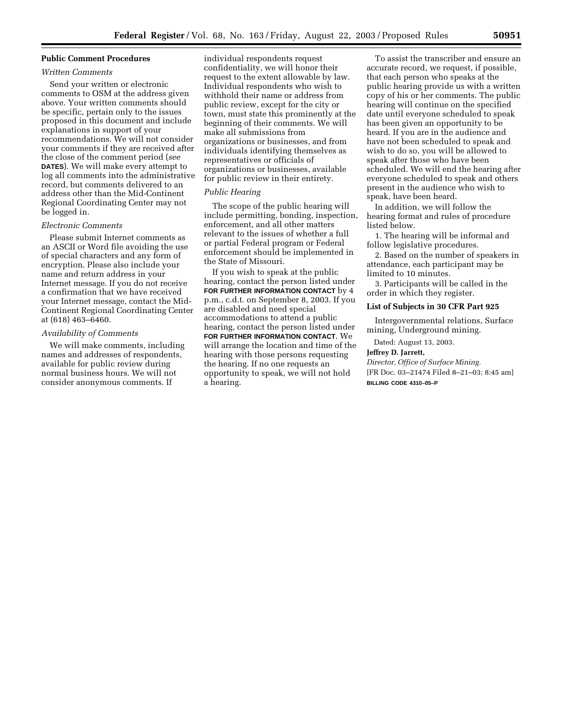## Public Comment Procedures

### *Written Comments*

Send your written or electronic comments to OSM at the address given above. Your written comments should be specific, pertain only to the issues proposed in this document and include explanations in support of your recommendations. We will not consider your comments if they are received after the close of the comment period (*see* **DATES**). We will make every attempt to log all comments into the administrative record, but comments delivered to an address other than the Mid-Continent Regional Coordinating Center may not be logged in.

### *Electronic Comments*

Please submit Internet comments as an ASCII or Word file avoiding the use of special characters and any form of encryption. Please also include your name and return address in your Internet message. If you do not receive a confirmation that we have received your Internet message, contact the Mid-Continent Regional Coordinating Center at (618) 463–6460.

### *Availability of Comments*

We will make comments, including names and addresses of respondents, available for public review during normal business hours. We will not consider anonymous comments. If individual respondents request confidentiality, we will honor their request to the extent allowable by law. Individual respondents who wish to withhold their name or address from public review, except for the city or town, must state this prominently at the beginning of their comments. We will make all submissions from organizations or businesses, and from individuals identifying themselves as representatives or officials of organizations or businesses, available for public review in their entirety.

### *Public Hearing*

The scope of the public hearing will include permitting, bonding, inspection, enforcement, and all other matters relevant to the issues of whether a full or partial Federal program or Federal enforcement should be implemented in the State of Missouri.

If you wish to speak at the public hearing, contact the person listed under **FOR FURTHER INFORMATION CONTACT** by 4 p.m., c.d.t. on September 8, 2003. If you are disabled and need special accommodations to attend a public hearing, contact the person listed under **FOR FURTHER INFORMATION CONTACT**. We will arrange the location and time of the hearing with those persons requesting the hearing. If no one requests an opportunity to speak, we will not hold a hearing.

To assist the transcriber and ensure an accurate record, we request, if possible, that each person who speaks at the public hearing provide us with a written copy of his or her comments. The public hearing will continue on the specified date until everyone scheduled to speak has been given an opportunity to be heard. If you are in the audience and have not been scheduled to speak and wish to do so, you will be allowed to speak after those who have been scheduled. We will end the hearing after everyone scheduled to speak and others present in the audience who wish to speak, have been heard.

In addition, we will follow the hearing format and rules of procedure listed below.

1. The hearing will be informal and follow legislative procedures.

2. Based on the number of speakers in attendance, each participant may be limited to 10 minutes.

3. Participants will be called in the order in which they register.

## List of Subjects in 30 CFR Part 925

Intergovernmental relations, Surface mining, Underground mining.

Dated: August 13, 2003.

**Jeffrey D. Jarrett,**

*Director, Office of Surface Mining.*

[FR Doc. 03–21474 Filed 8–21–03; 8:45 am]

**BILLING CODE 4310–05–P**